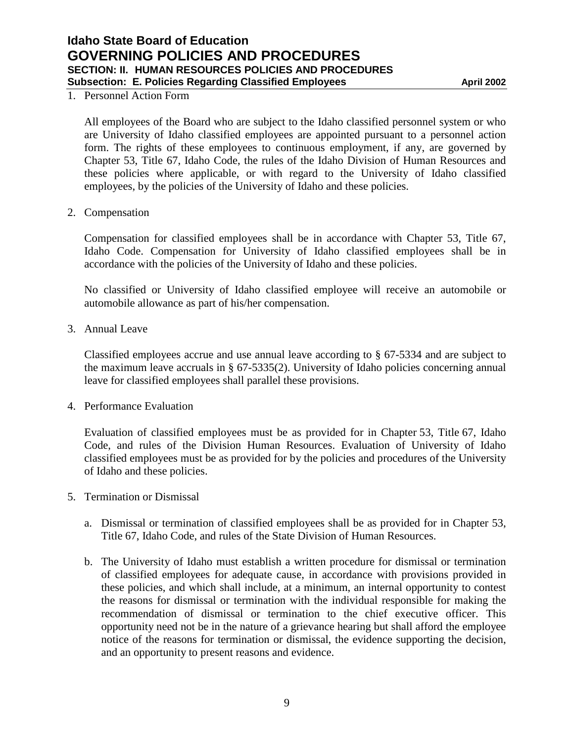# Idaho State Board of Education

# GOVERNING POLICIES AND PROCEDURES

## SECTION: II. HUMAN RESOURCES POLICIES AND PROCEDURES

### Subsection: E. Policies Regarding Classified Employees — April 2002

1. Personnel Action Form

   All employees of the Board who are subject to the Idaho classified personnel system or who are University of Idaho classified employees are appointed pursuant to a personnel action form. The rights of these employees to continuous employment, if any, are governed by Chapter 53, Title 67, Idaho Code, the rules of the Idaho Division of Human Resources and these policies where applicable, or with regard to the University of Idaho classified employees, by the policies of the University of Idaho and these policies.

2. Compensation

   Compensation for classified employees shall be in accordance with Chapter 53, Title 67, Idaho Code. Compensation for University of Idaho classified employees shall be in accordance with the policies of the University of Idaho and these policies.

   No classified or University of Idaho classified employee will receive an automobile or automobile allowance as part of his/her compensation.

3. Annual Leave

   Classified employees accrue and use annual leave according to § 67-5334 and are subject to the maximum leave accruals in § 67-5335(2). University of Idaho policies concerning annual leave for classified employees shall parallel these provisions.

4. Performance Evaluation

   Evaluation of classified employees must be as provided for in Chapter 53, Title 67, Idaho Code, and rules of the Division Human Resources. Evaluation of University of Idaho classified employees must be as provided for by the policies and procedures of the University of Idaho and these policies.

5. Termination or Dismissal

   a. Dismissal or termination of classified employees shall be as provided for in Chapter 53, Title 67, Idaho Code, and rules of the State Division of Human Resources.

   b. The University of Idaho must establish a written procedure for dismissal or termination of classified employees for adequate cause, in accordance with provisions provided in these policies, and which shall include, at a minimum, an internal opportunity to contest the reasons for dismissal or termination with the individual responsible for making the recommendation of dismissal or termination to the chief executive officer. This opportunity need not be in the nature of a grievance hearing but shall afford the employee notice of the reasons for termination or dismissal, the evidence supporting the decision, and an opportunity to present reasons and evidence.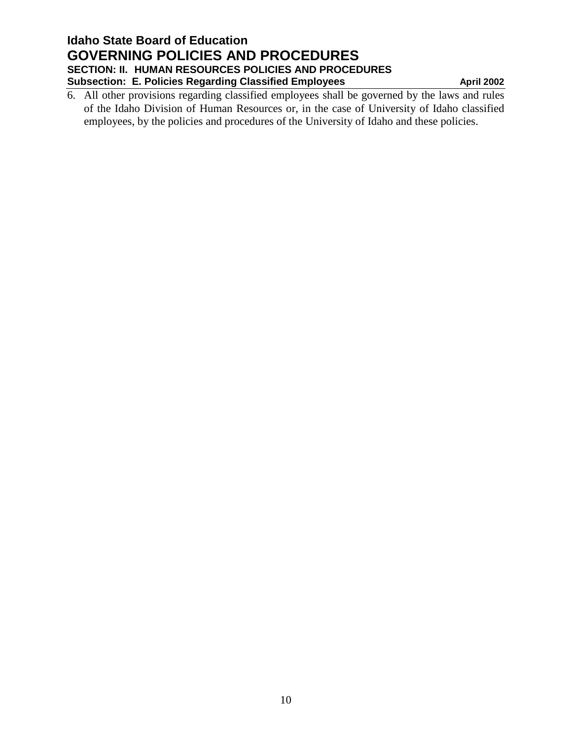6. All other provisions regarding classified employees shall be governed by the laws and rules of the Idaho Division of Human Resources or, in the case of University of Idaho classified employees, by the policies and procedures of the University of Idaho and these policies.